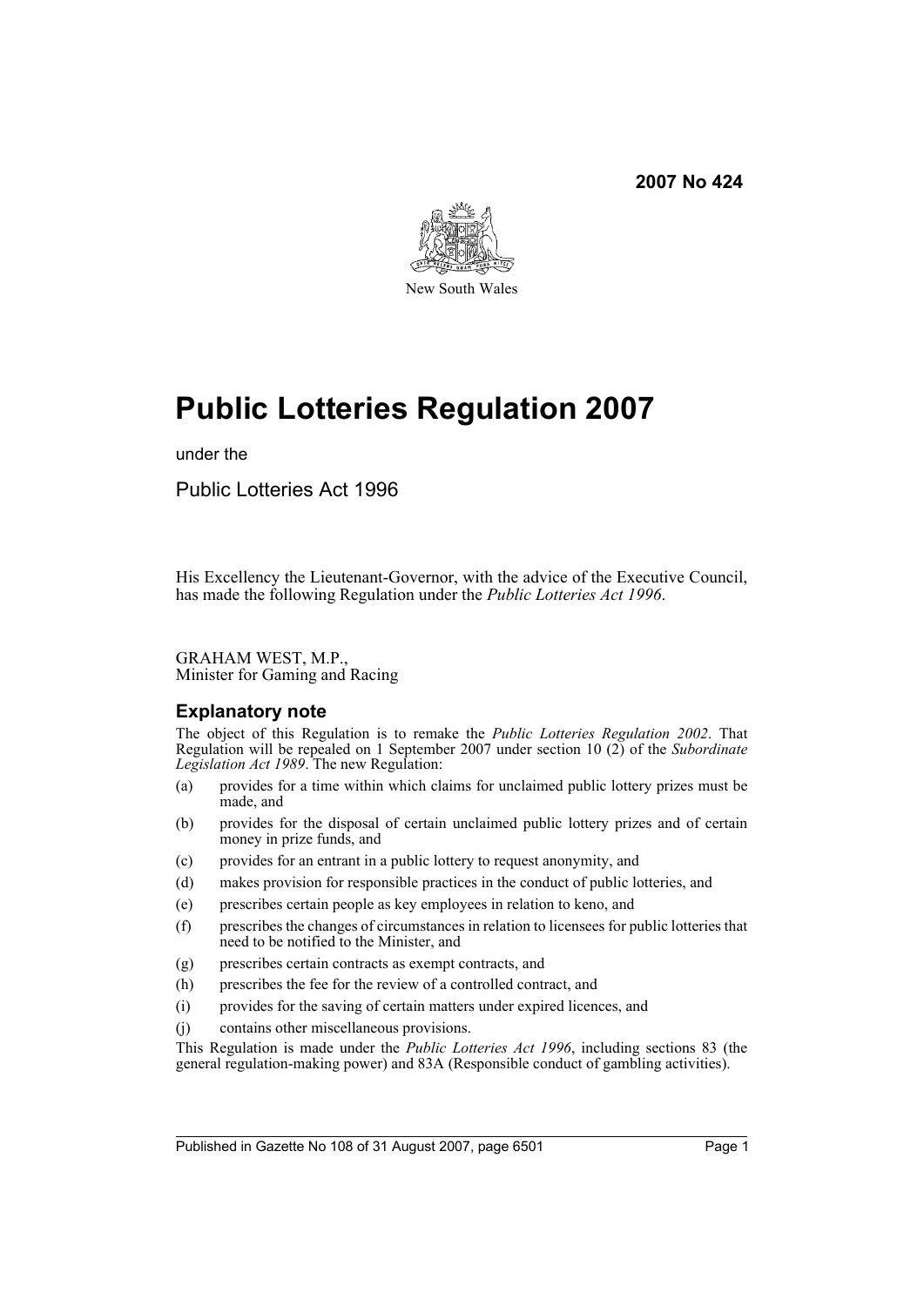**2007 No 424**

New South Wales

# Public Lotteries Regulation 2007

under the

Public Lotteries Act 1996

His Excellency the Lieutenant-Governor, with the advice of the Executive Council, has made the following Regulation under the *Public Lotteries Act 1996*.

GRAHAM WEST, M.P.,
Minister for Gaming and Racing

## Explanatory note

The object of this Regulation is to remake the *Public Lotteries Regulation 2002*. That Regulation will be repealed on 1 September 2007 under section 10 (2) of the *Subordinate Legislation Act 1989*. The new Regulation:

(a) provides for a time within which claims for unclaimed public lottery prizes must be made, and

(b) provides for the disposal of certain unclaimed public lottery prizes and of certain money in prize funds, and

(c) provides for an entrant in a public lottery to request anonymity, and

(d) makes provision for responsible practices in the conduct of public lotteries, and

(e) prescribes certain people as key employees in relation to keno, and

(f) prescribes the changes of circumstances in relation to licensees for public lotteries that need to be notified to the Minister, and

(g) prescribes certain contracts as exempt contracts, and

(h) prescribes the fee for the review of a controlled contract, and

(i) provides for the saving of certain matters under expired licences, and

(j) contains other miscellaneous provisions.

This Regulation is made under the *Public Lotteries Act 1996*, including sections 83 (the general regulation-making power) and 83A (Responsible conduct of gambling activities).

Published in Gazette No 108 of 31 August 2007, page 6501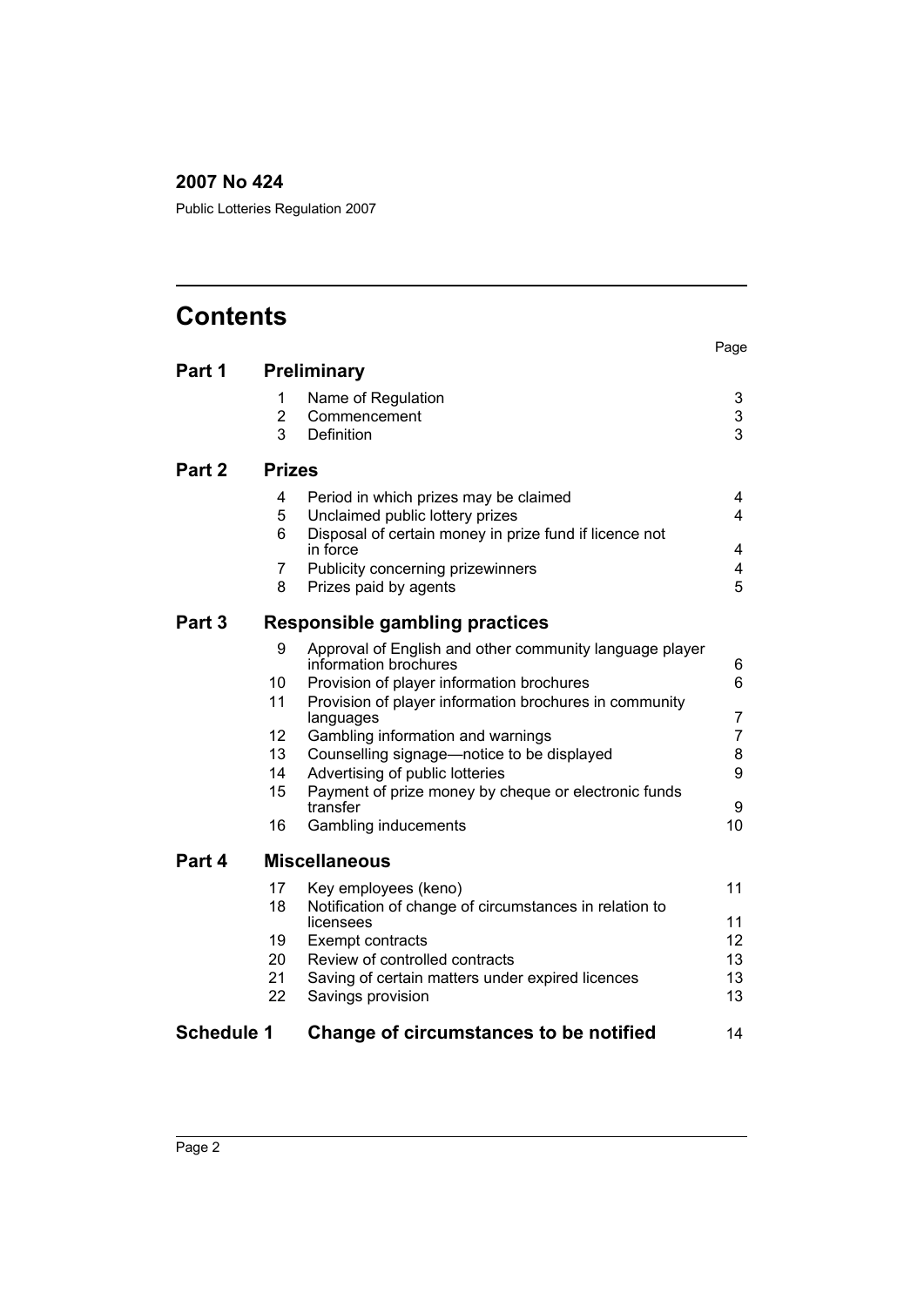**2007 No 424**

Public Lotteries Regulation 2007

# Contents

| | | | Page |
|---|---|---|---|
| **Part 1** | **Preliminary** | | |
| | 1 | Name of Regulation | 3 |
| | 2 | Commencement | 3 |
| | 3 | Definition | 3 |
| **Part 2** | **Prizes** | | |
| | 4 | Period in which prizes may be claimed | 4 |
| | 5 | Unclaimed public lottery prizes | 4 |
| | 6 | Disposal of certain money in prize fund if licence not in force | 4 |
| | 7 | Publicity concerning prizewinners | 4 |
| | 8 | Prizes paid by agents | 5 |
| **Part 3** | **Responsible gambling practices** | | |
| | 9 | Approval of English and other community language player information brochures | 6 |
| | 10 | Provision of player information brochures | 6 |
| | 11 | Provision of player information brochures in community languages | 7 |
| | 12 | Gambling information and warnings | 7 |
| | 13 | Counselling signage—notice to be displayed | 8 |
| | 14 | Advertising of public lotteries | 9 |
| | 15 | Payment of prize money by cheque or electronic funds transfer | 9 |
| | 16 | Gambling inducements | 10 |
| **Part 4** | **Miscellaneous** | | |
| | 17 | Key employees (keno) | 11 |
| | 18 | Notification of change of circumstances in relation to licensees | 11 |
| | 19 | Exempt contracts | 12 |
| | 20 | Review of controlled contracts | 13 |
| | 21 | Saving of certain matters under expired licences | 13 |
| | 22 | Savings provision | 13 |
| **Schedule 1** | **Change of circumstances to be notified** | | 14 |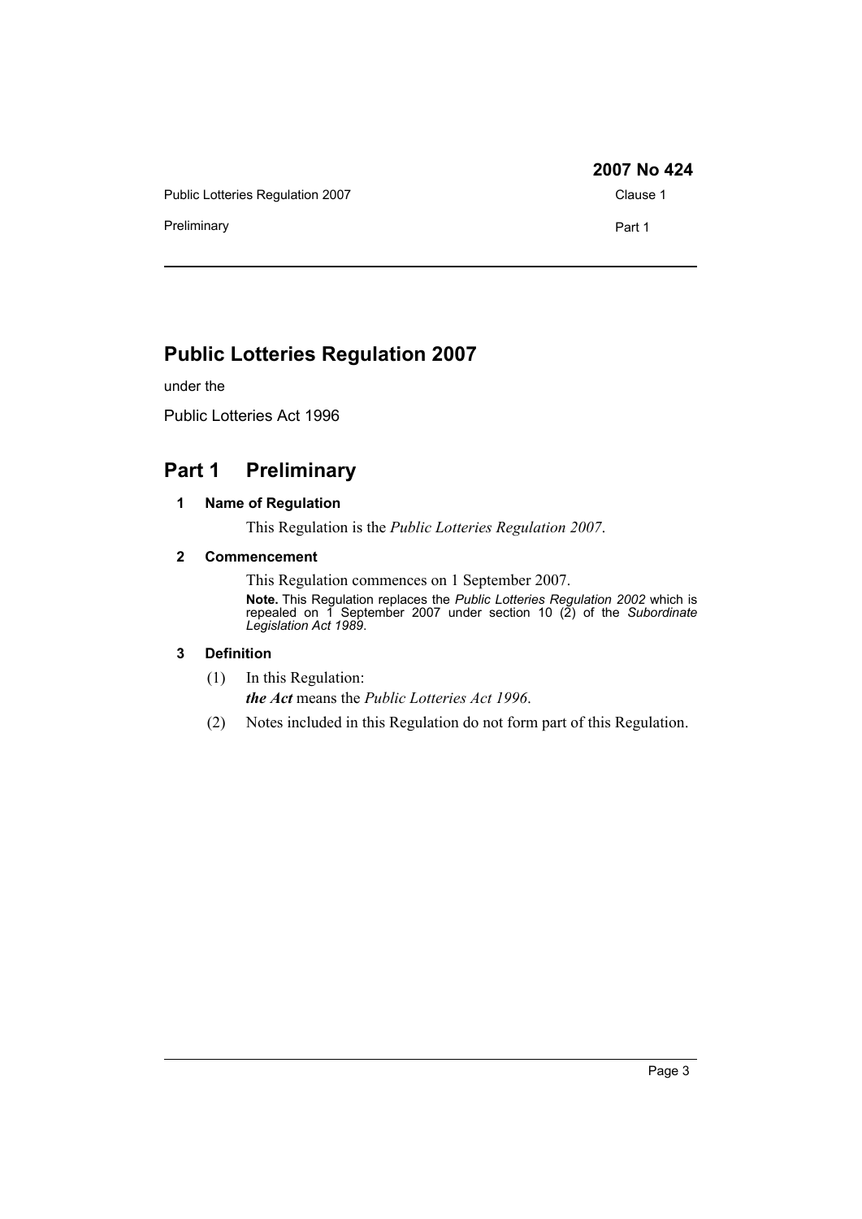# Public Lotteries Regulation 2007

under the

Public Lotteries Act 1996

## Part 1 Preliminary

### 1 Name of Regulation

This Regulation is the *Public Lotteries Regulation 2007*.

### 2 Commencement

This Regulation commences on 1 September 2007.

**Note.** This Regulation replaces the *Public Lotteries Regulation 2002* which is repealed on 1 September 2007 under section 10 (2) of the *Subordinate Legislation Act 1989*.

### 3 Definition

(1) In this Regulation:

***the Act*** means the *Public Lotteries Act 1996*.

(2) Notes included in this Regulation do not form part of this Regulation.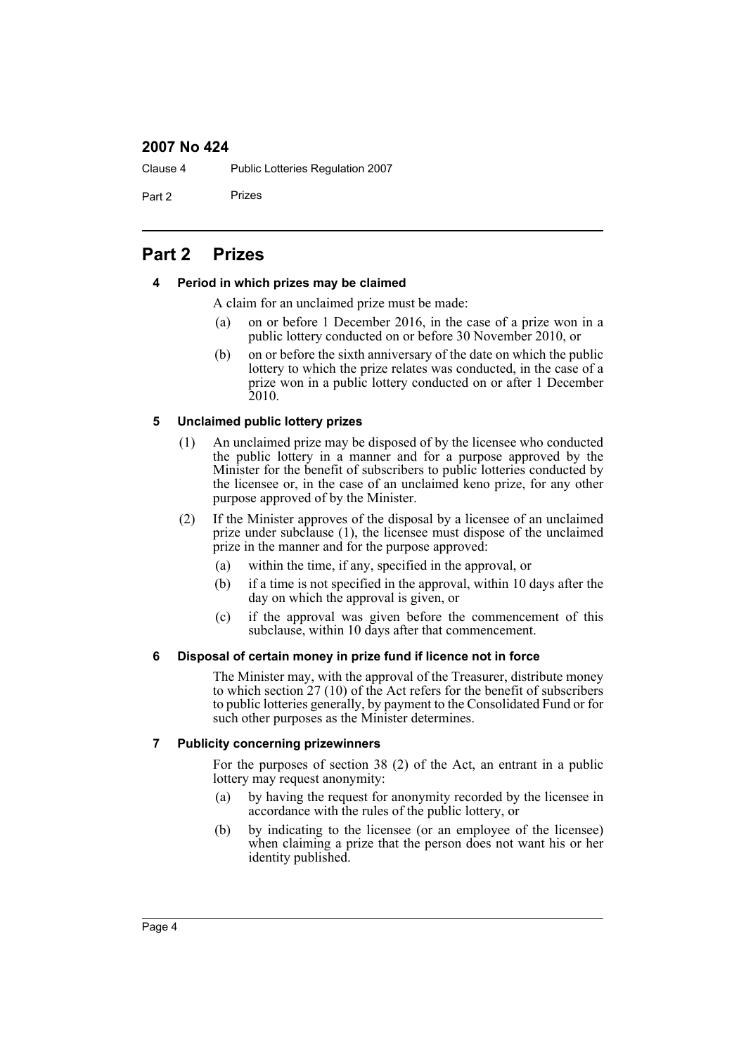## Part 2 Prizes

### 4 Period in which prizes may be claimed

A claim for an unclaimed prize must be made:

(a) on or before 1 December 2016, in the case of a prize won in a public lottery conducted on or before 30 November 2010, or

(b) on or before the sixth anniversary of the date on which the public lottery to which the prize relates was conducted, in the case of a prize won in a public lottery conducted on or after 1 December 2010.

### 5 Unclaimed public lottery prizes

(1) An unclaimed prize may be disposed of by the licensee who conducted the public lottery in a manner and for a purpose approved by the Minister for the benefit of subscribers to public lotteries conducted by the licensee or, in the case of an unclaimed keno prize, for any other purpose approved of by the Minister.

(2) If the Minister approves of the disposal by a licensee of an unclaimed prize under subclause (1), the licensee must dispose of the unclaimed prize in the manner and for the purpose approved:

(a) within the time, if any, specified in the approval, or

(b) if a time is not specified in the approval, within 10 days after the day on which the approval is given, or

(c) if the approval was given before the commencement of this subclause, within 10 days after that commencement.

### 6 Disposal of certain money in prize fund if licence not in force

The Minister may, with the approval of the Treasurer, distribute money to which section 27 (10) of the Act refers for the benefit of subscribers to public lotteries generally, by payment to the Consolidated Fund or for such other purposes as the Minister determines.

### 7 Publicity concerning prizewinners

For the purposes of section 38 (2) of the Act, an entrant in a public lottery may request anonymity:

(a) by having the request for anonymity recorded by the licensee in accordance with the rules of the public lottery, or

(b) by indicating to the licensee (or an employee of the licensee) when claiming a prize that the person does not want his or her identity published.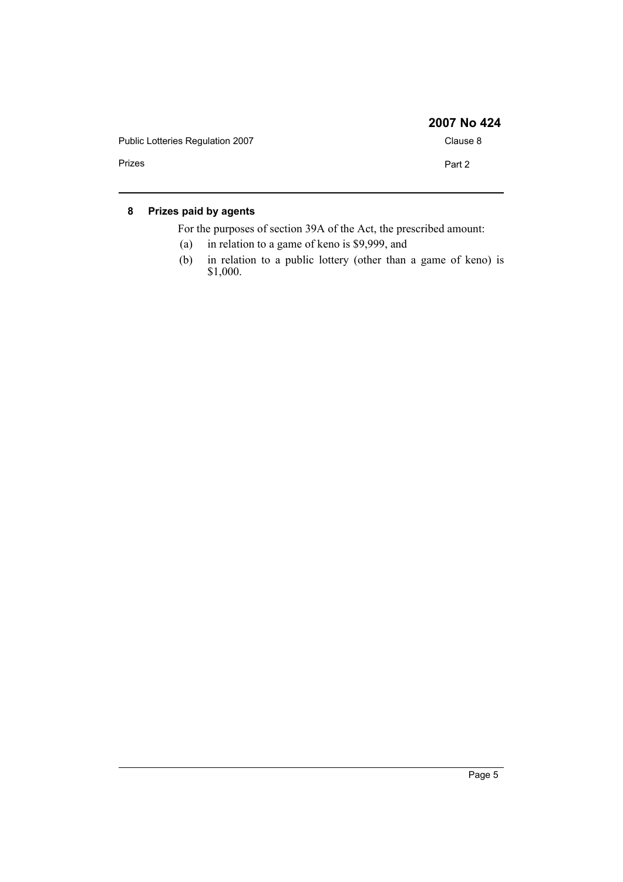## 8 Prizes paid by agents

For the purposes of section 39A of the Act, the prescribed amount:

- (a) in relation to a game of keno is $9,999, and
- (b) in relation to a public lottery (other than a game of keno) is $1,000.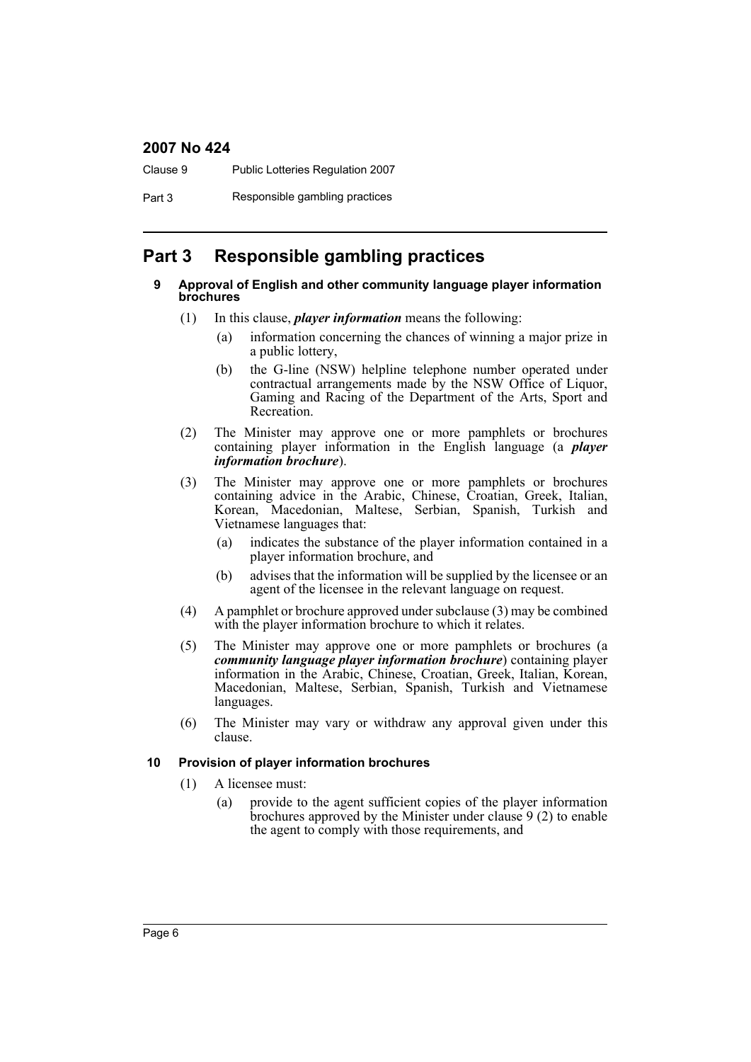# Part 3 Responsible gambling practices

### 9 Approval of English and other community language player information brochures

(1) In this clause, ***player information*** means the following:

- (a) information concerning the chances of winning a major prize in a public lottery,
- (b) the G-line (NSW) helpline telephone number operated under contractual arrangements made by the NSW Office of Liquor, Gaming and Racing of the Department of the Arts, Sport and Recreation.

(2) The Minister may approve one or more pamphlets or brochures containing player information in the English language (a ***player information brochure***).

(3) The Minister may approve one or more pamphlets or brochures containing advice in the Arabic, Chinese, Croatian, Greek, Italian, Korean, Macedonian, Maltese, Serbian, Spanish, Turkish and Vietnamese languages that:

- (a) indicates the substance of the player information contained in a player information brochure, and
- (b) advises that the information will be supplied by the licensee or an agent of the licensee in the relevant language on request.

(4) A pamphlet or brochure approved under subclause (3) may be combined with the player information brochure to which it relates.

(5) The Minister may approve one or more pamphlets or brochures (a ***community language player information brochure***) containing player information in the Arabic, Chinese, Croatian, Greek, Italian, Korean, Macedonian, Maltese, Serbian, Spanish, Turkish and Vietnamese languages.

(6) The Minister may vary or withdraw any approval given under this clause.

### 10 Provision of player information brochures

(1) A licensee must:

- (a) provide to the agent sufficient copies of the player information brochures approved by the Minister under clause 9 (2) to enable the agent to comply with those requirements, and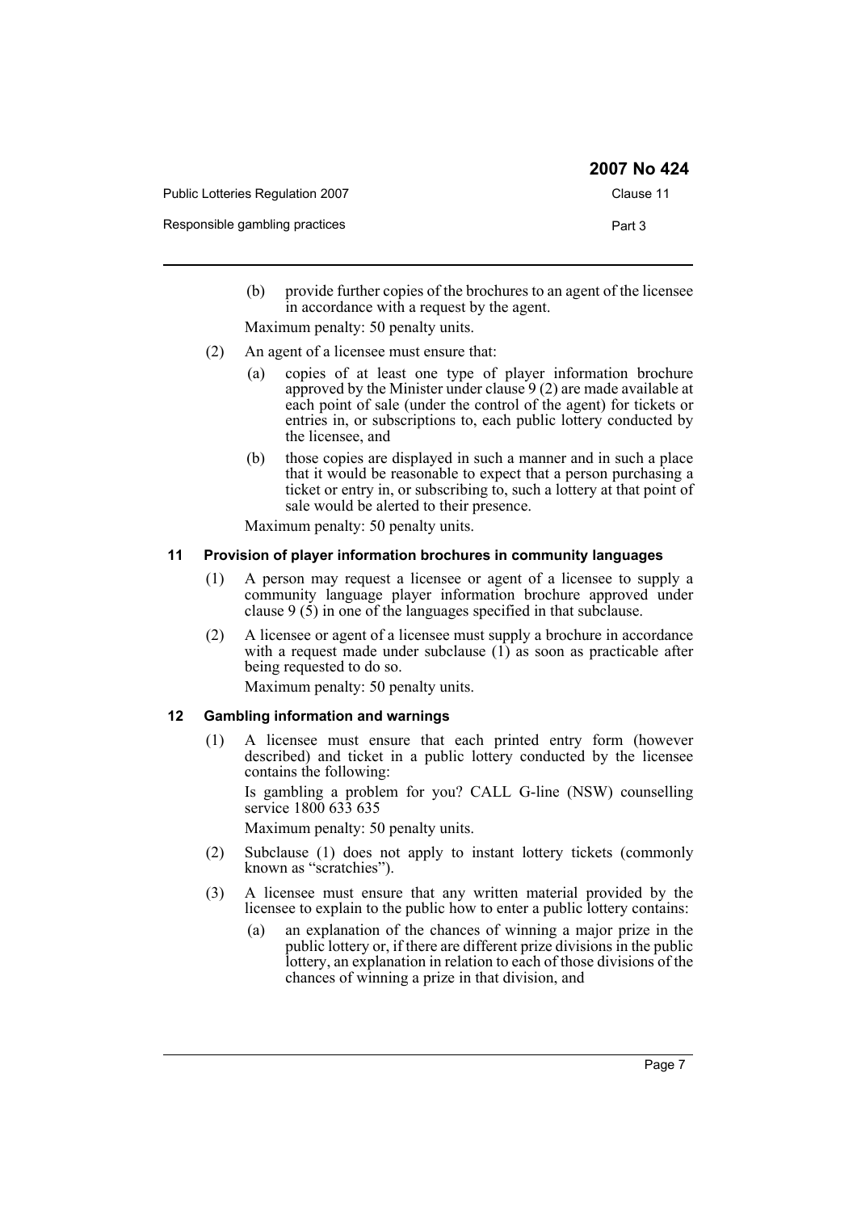(b) provide further copies of the brochures to an agent of the licensee in accordance with a request by the agent.

Maximum penalty: 50 penalty units.

(2) An agent of a licensee must ensure that:

(a) copies of at least one type of player information brochure approved by the Minister under clause 9 (2) are made available at each point of sale (under the control of the agent) for tickets or entries in, or subscriptions to, each public lottery conducted by the licensee, and

(b) those copies are displayed in such a manner and in such a place that it would be reasonable to expect that a person purchasing a ticket or entry in, or subscribing to, such a lottery at that point of sale would be alerted to their presence.

Maximum penalty: 50 penalty units.

### 11 Provision of player information brochures in community languages

(1) A person may request a licensee or agent of a licensee to supply a community language player information brochure approved under clause 9 (5) in one of the languages specified in that subclause.

(2) A licensee or agent of a licensee must supply a brochure in accordance with a request made under subclause (1) as soon as practicable after being requested to do so.

Maximum penalty: 50 penalty units.

### 12 Gambling information and warnings

(1) A licensee must ensure that each printed entry form (however described) and ticket in a public lottery conducted by the licensee contains the following:

Is gambling a problem for you? CALL G-line (NSW) counselling service 1800 633 635

Maximum penalty: 50 penalty units.

(2) Subclause (1) does not apply to instant lottery tickets (commonly known as "scratchies").

(3) A licensee must ensure that any written material provided by the licensee to explain to the public how to enter a public lottery contains:

(a) an explanation of the chances of winning a major prize in the public lottery or, if there are different prize divisions in the public lottery, an explanation in relation to each of those divisions of the chances of winning a prize in that division, and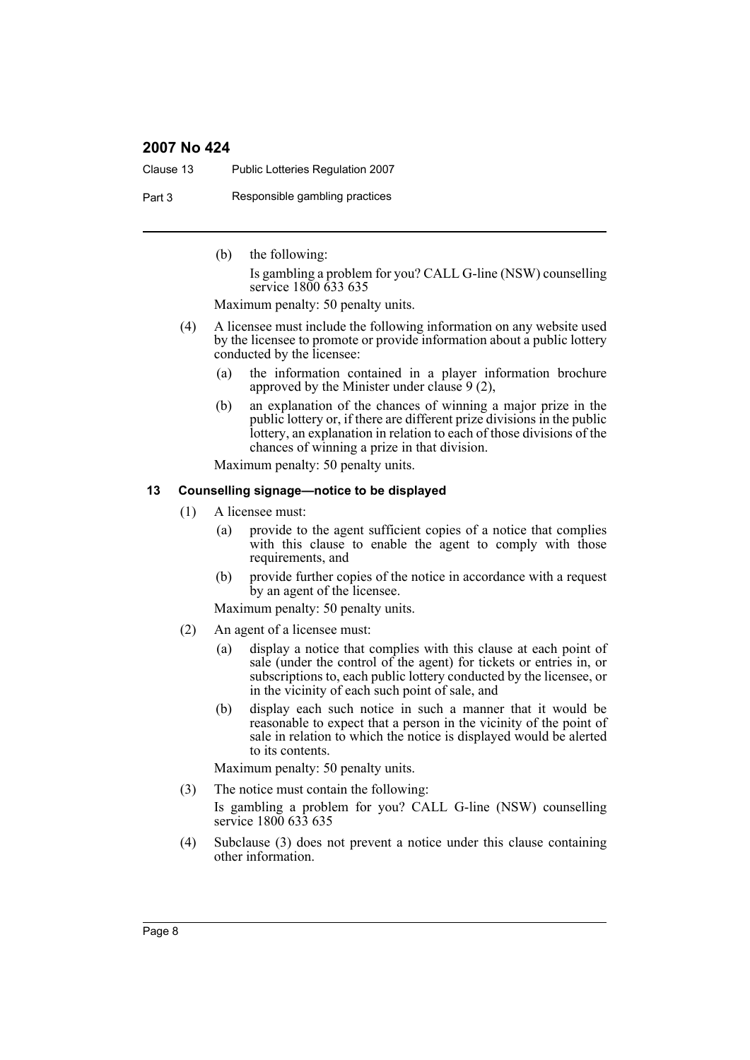(b) the following:

Is gambling a problem for you? CALL G-line (NSW) counselling service 1800 633 635

Maximum penalty: 50 penalty units.

(4) A licensee must include the following information on any website used by the licensee to promote or provide information about a public lottery conducted by the licensee:

(a) the information contained in a player information brochure approved by the Minister under clause 9 (2),

(b) an explanation of the chances of winning a major prize in the public lottery or, if there are different prize divisions in the public lottery, an explanation in relation to each of those divisions of the chances of winning a prize in that division.

Maximum penalty: 50 penalty units.

### 13 Counselling signage—notice to be displayed

(1) A licensee must:

(a) provide to the agent sufficient copies of a notice that complies with this clause to enable the agent to comply with those requirements, and

(b) provide further copies of the notice in accordance with a request by an agent of the licensee.

Maximum penalty: 50 penalty units.

(2) An agent of a licensee must:

(a) display a notice that complies with this clause at each point of sale (under the control of the agent) for tickets or entries in, or subscriptions to, each public lottery conducted by the licensee, or in the vicinity of each such point of sale, and

(b) display each such notice in such a manner that it would be reasonable to expect that a person in the vicinity of the point of sale in relation to which the notice is displayed would be alerted to its contents.

Maximum penalty: 50 penalty units.

(3) The notice must contain the following:

Is gambling a problem for you? CALL G-line (NSW) counselling service 1800 633 635

(4) Subclause (3) does not prevent a notice under this clause containing other information.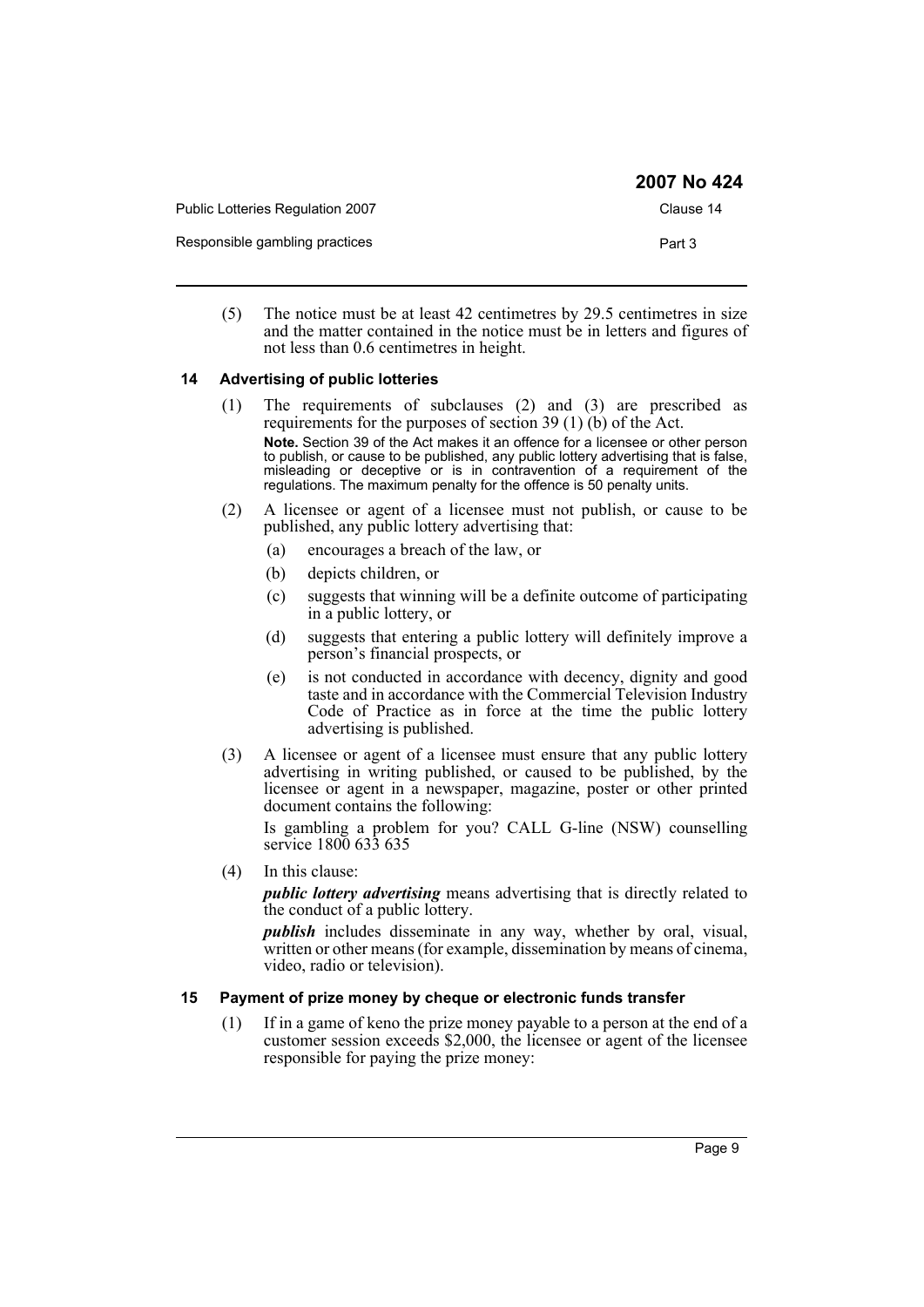(5) The notice must be at least 42 centimetres by 29.5 centimetres in size and the matter contained in the notice must be in letters and figures of not less than 0.6 centimetres in height.

### 14 Advertising of public lotteries

(1) The requirements of subclauses (2) and (3) are prescribed as requirements for the purposes of section 39 (1) (b) of the Act.

**Note.** Section 39 of the Act makes it an offence for a licensee or other person to publish, or cause to be published, any public lottery advertising that is false, misleading or deceptive or is in contravention of a requirement of the regulations. The maximum penalty for the offence is 50 penalty units.

(2) A licensee or agent of a licensee must not publish, or cause to be published, any public lottery advertising that:

- (a) encourages a breach of the law, or
- (b) depicts children, or
- (c) suggests that winning will be a definite outcome of participating in a public lottery, or
- (d) suggests that entering a public lottery will definitely improve a person's financial prospects, or
- (e) is not conducted in accordance with decency, dignity and good taste and in accordance with the Commercial Television Industry Code of Practice as in force at the time the public lottery advertising is published.

(3) A licensee or agent of a licensee must ensure that any public lottery advertising in writing published, or caused to be published, by the licensee or agent in a newspaper, magazine, poster or other printed document contains the following:

Is gambling a problem for you? CALL G-line (NSW) counselling service 1800 633 635

(4) In this clause:

***public lottery advertising*** means advertising that is directly related to the conduct of a public lottery.

***publish*** includes disseminate in any way, whether by oral, visual, written or other means (for example, dissemination by means of cinema, video, radio or television).

### 15 Payment of prize money by cheque or electronic funds transfer

(1) If in a game of keno the prize money payable to a person at the end of a customer session exceeds $2,000, the licensee or agent of the licensee responsible for paying the prize money: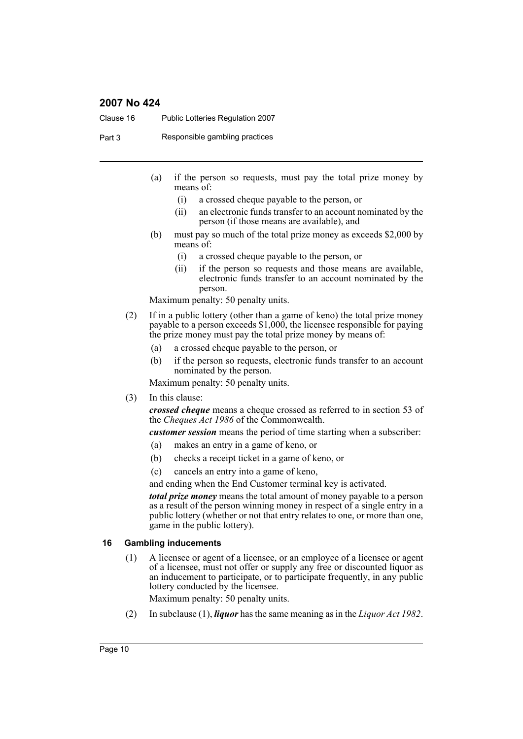(a) if the person so requests, must pay the total prize money by means of:

  (i) a crossed cheque payable to the person, or

  (ii) an electronic funds transfer to an account nominated by the person (if those means are available), and

(b) must pay so much of the total prize money as exceeds $2,000 by means of:

  (i) a crossed cheque payable to the person, or

  (ii) if the person so requests and those means are available, electronic funds transfer to an account nominated by the person.

Maximum penalty: 50 penalty units.

(2) If in a public lottery (other than a game of keno) the total prize money payable to a person exceeds $1,000, the licensee responsible for paying the prize money must pay the total prize money by means of:

(a) a crossed cheque payable to the person, or

(b) if the person so requests, electronic funds transfer to an account nominated by the person.

Maximum penalty: 50 penalty units.

(3) In this clause:

***crossed cheque*** means a cheque crossed as referred to in section 53 of the *Cheques Act 1986* of the Commonwealth.

***customer session*** means the period of time starting when a subscriber:

(a) makes an entry in a game of keno, or

(b) checks a receipt ticket in a game of keno, or

(c) cancels an entry into a game of keno,

and ending when the End Customer terminal key is activated.

***total prize money*** means the total amount of money payable to a person as a result of the person winning money in respect of a single entry in a public lottery (whether or not that entry relates to one, or more than one, game in the public lottery).

### 16 Gambling inducements

(1) A licensee or agent of a licensee, or an employee of a licensee or agent of a licensee, must not offer or supply any free or discounted liquor as an inducement to participate, or to participate frequently, in any public lottery conducted by the licensee.

Maximum penalty: 50 penalty units.

(2) In subclause (1), ***liquor*** has the same meaning as in the *Liquor Act 1982*.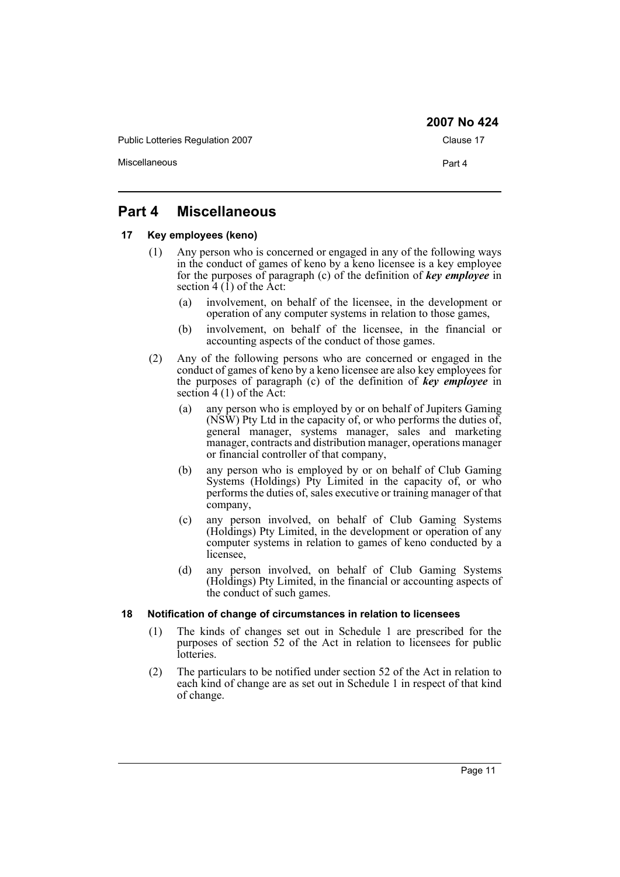# Part 4 Miscellaneous

## 17 Key employees (keno)

(1) Any person who is concerned or engaged in any of the following ways in the conduct of games of keno by a keno licensee is a key employee for the purposes of paragraph (c) of the definition of ***key employee*** in section 4 (1) of the Act:

(a) involvement, on behalf of the licensee, in the development or operation of any computer systems in relation to those games,

(b) involvement, on behalf of the licensee, in the financial or accounting aspects of the conduct of those games.

(2) Any of the following persons who are concerned or engaged in the conduct of games of keno by a keno licensee are also key employees for the purposes of paragraph (c) of the definition of ***key employee*** in section 4 (1) of the Act:

(a) any person who is employed by or on behalf of Jupiters Gaming (NSW) Pty Ltd in the capacity of, or who performs the duties of, general manager, systems manager, sales and marketing manager, contracts and distribution manager, operations manager or financial controller of that company,

(b) any person who is employed by or on behalf of Club Gaming Systems (Holdings) Pty Limited in the capacity of, or who performs the duties of, sales executive or training manager of that company,

(c) any person involved, on behalf of Club Gaming Systems (Holdings) Pty Limited, in the development or operation of any computer systems in relation to games of keno conducted by a licensee,

(d) any person involved, on behalf of Club Gaming Systems (Holdings) Pty Limited, in the financial or accounting aspects of the conduct of such games.

## 18 Notification of change of circumstances in relation to licensees

(1) The kinds of changes set out in Schedule 1 are prescribed for the purposes of section 52 of the Act in relation to licensees for public lotteries.

(2) The particulars to be notified under section 52 of the Act in relation to each kind of change are as set out in Schedule 1 in respect of that kind of change.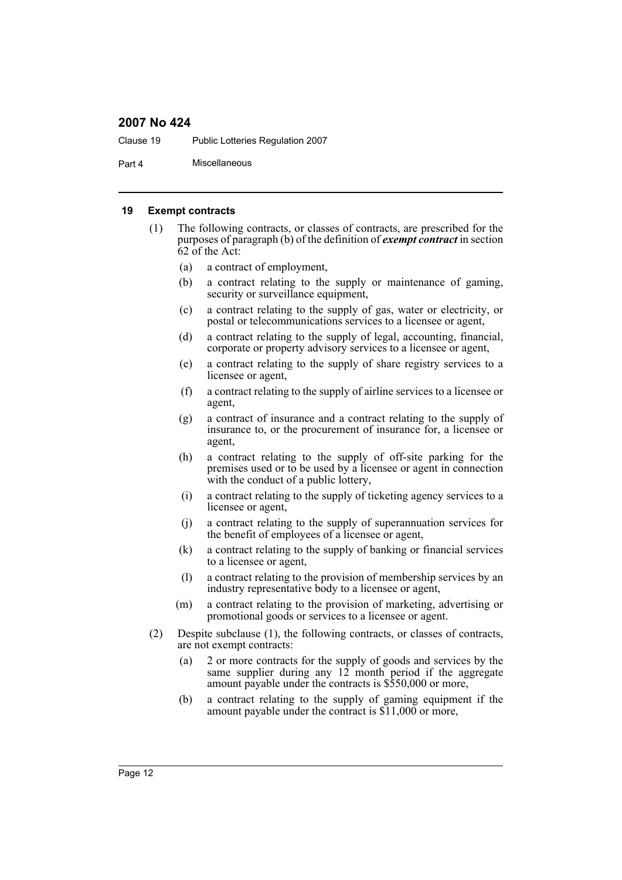#### 19 Exempt contracts

(1) The following contracts, or classes of contracts, are prescribed for the purposes of paragraph (b) of the definition of ***exempt contract*** in section 62 of the Act:

- (a) a contract of employment,
- (b) a contract relating to the supply or maintenance of gaming, security or surveillance equipment,
- (c) a contract relating to the supply of gas, water or electricity, or postal or telecommunications services to a licensee or agent,
- (d) a contract relating to the supply of legal, accounting, financial, corporate or property advisory services to a licensee or agent,
- (e) a contract relating to the supply of share registry services to a licensee or agent,
- (f) a contract relating to the supply of airline services to a licensee or agent,
- (g) a contract of insurance and a contract relating to the supply of insurance to, or the procurement of insurance for, a licensee or agent,
- (h) a contract relating to the supply of off-site parking for the premises used or to be used by a licensee or agent in connection with the conduct of a public lottery,
- (i) a contract relating to the supply of ticketing agency services to a licensee or agent,
- (j) a contract relating to the supply of superannuation services for the benefit of employees of a licensee or agent,
- (k) a contract relating to the supply of banking or financial services to a licensee or agent,
- (l) a contract relating to the provision of membership services by an industry representative body to a licensee or agent,
- (m) a contract relating to the provision of marketing, advertising or promotional goods or services to a licensee or agent.

(2) Despite subclause (1), the following contracts, or classes of contracts, are not exempt contracts:

- (a) 2 or more contracts for the supply of goods and services by the same supplier during any 12 month period if the aggregate amount payable under the contracts is $550,000 or more,
- (b) a contract relating to the supply of gaming equipment if the amount payable under the contract is $11,000 or more,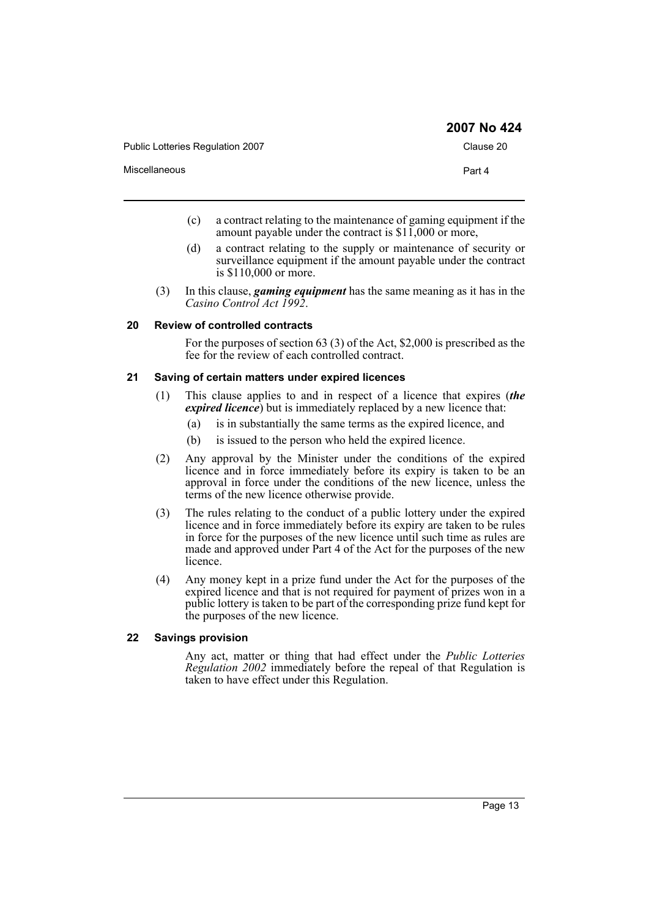(c) a contract relating to the maintenance of gaming equipment if the amount payable under the contract is $11,000 or more,

(d) a contract relating to the supply or maintenance of security or surveillance equipment if the amount payable under the contract is $110,000 or more.

(3) In this clause, ***gaming equipment*** has the same meaning as it has in the *Casino Control Act 1992*.

### 20 Review of controlled contracts

For the purposes of section 63 (3) of the Act, $2,000 is prescribed as the fee for the review of each controlled contract.

### 21 Saving of certain matters under expired licences

(1) This clause applies to and in respect of a licence that expires (***the expired licence***) but is immediately replaced by a new licence that:

(a) is in substantially the same terms as the expired licence, and

(b) is issued to the person who held the expired licence.

(2) Any approval by the Minister under the conditions of the expired licence and in force immediately before its expiry is taken to be an approval in force under the conditions of the new licence, unless the terms of the new licence otherwise provide.

(3) The rules relating to the conduct of a public lottery under the expired licence and in force immediately before its expiry are taken to be rules in force for the purposes of the new licence until such time as rules are made and approved under Part 4 of the Act for the purposes of the new licence.

(4) Any money kept in a prize fund under the Act for the purposes of the expired licence and that is not required for payment of prizes won in a public lottery is taken to be part of the corresponding prize fund kept for the purposes of the new licence.

### 22 Savings provision

Any act, matter or thing that had effect under the *Public Lotteries Regulation 2002* immediately before the repeal of that Regulation is taken to have effect under this Regulation.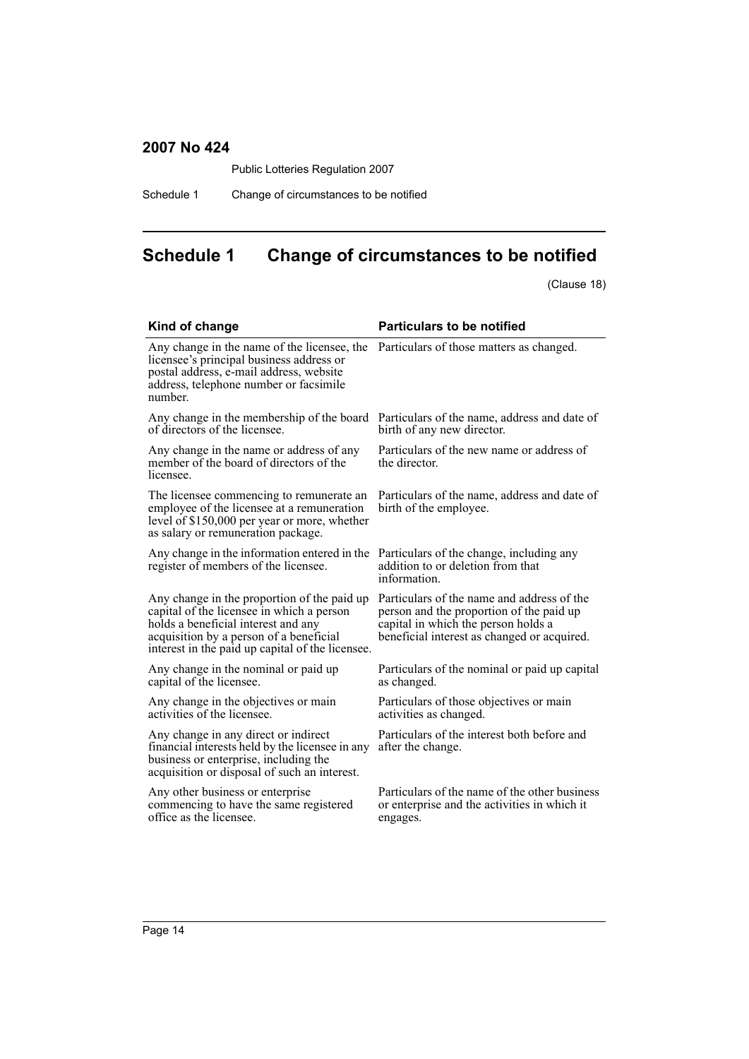# Schedule 1 Change of circumstances to be notified

(Clause 18)

| Kind of change | Particulars to be notified |
| --- | --- |
| Any change in the name of the licensee, the licensee's principal business address or postal address, e-mail address, website address, telephone number or facsimile number. | Particulars of those matters as changed. |
| Any change in the membership of the board of directors of the licensee. | Particulars of the name, address and date of birth of any new director. |
| Any change in the name or address of any member of the board of directors of the licensee. | Particulars of the new name or address of the director. |
| The licensee commencing to remunerate an employee of the licensee at a remuneration level of $150,000 per year or more, whether as salary or remuneration package. | Particulars of the name, address and date of birth of the employee. |
| Any change in the information entered in the register of members of the licensee. | Particulars of the change, including any addition to or deletion from that information. |
| Any change in the proportion of the paid up capital of the licensee in which a person holds a beneficial interest and any acquisition by a person of a beneficial interest in the paid up capital of the licensee. | Particulars of the name and address of the person and the proportion of the paid up capital in which the person holds a beneficial interest as changed or acquired. |
| Any change in the nominal or paid up capital of the licensee. | Particulars of the nominal or paid up capital as changed. |
| Any change in the objectives or main activities of the licensee. | Particulars of those objectives or main activities as changed. |
| Any change in any direct or indirect financial interests held by the licensee in any business or enterprise, including the acquisition or disposal of such an interest. | Particulars of the interest both before and after the change. |
| Any other business or enterprise commencing to have the same registered office as the licensee. | Particulars of the name of the other business or enterprise and the activities in which it engages. |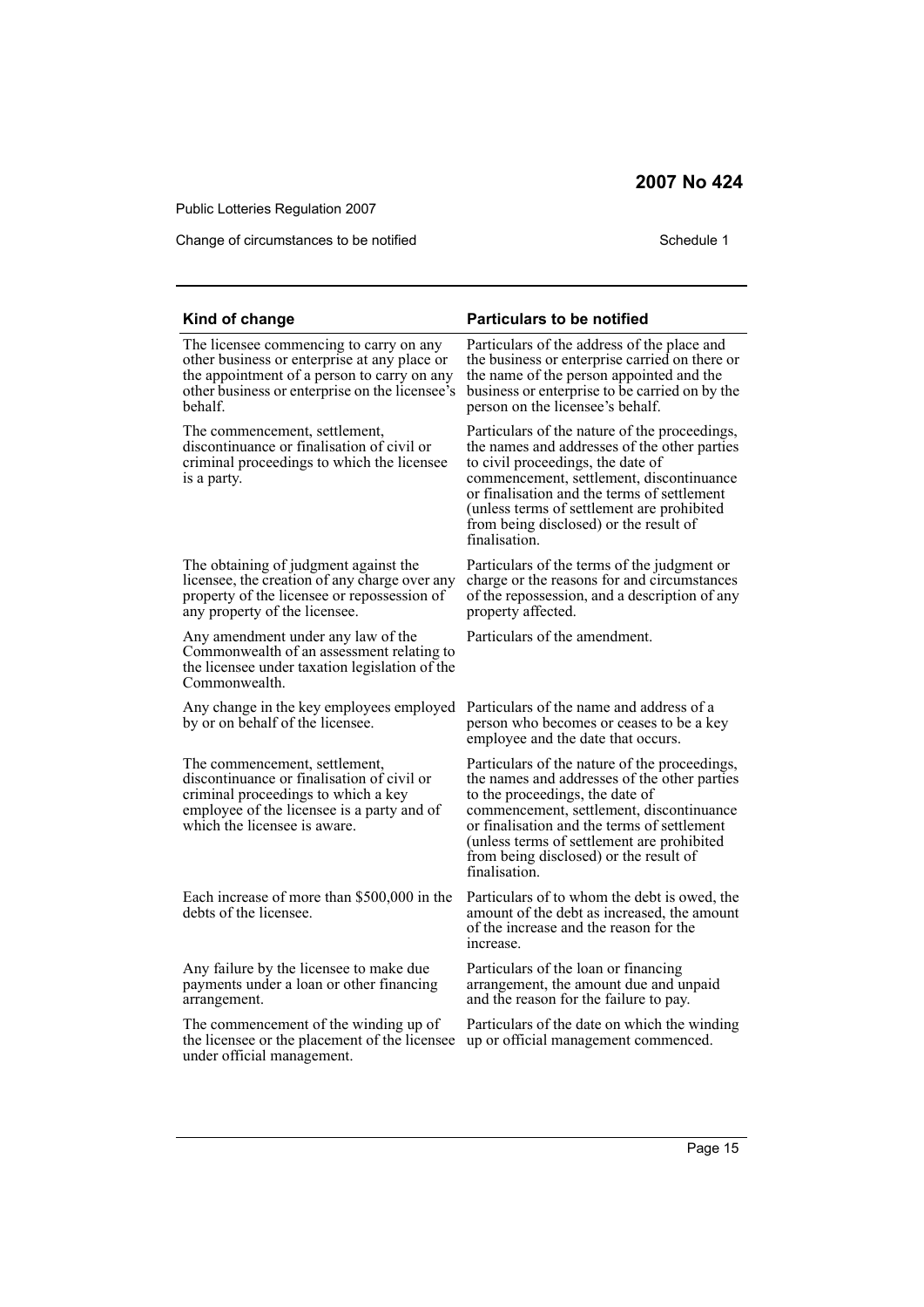| Kind of change | Particulars to be notified |
| --- | --- |
| The licensee commencing to carry on any other business or enterprise at any place or the appointment of a person to carry on any other business or enterprise on the licensee's behalf. | Particulars of the address of the place and the business or enterprise carried on there or the name of the person appointed and the business or enterprise to be carried on by the person on the licensee's behalf. |
| The commencement, settlement, discontinuance or finalisation of civil or criminal proceedings to which the licensee is a party. | Particulars of the nature of the proceedings, the names and addresses of the other parties to civil proceedings, the date of commencement, settlement, discontinuance or finalisation and the terms of settlement (unless terms of settlement are prohibited from being disclosed) or the result of finalisation. |
| The obtaining of judgment against the licensee, the creation of any charge over any property of the licensee or repossession of any property of the licensee. | Particulars of the terms of the judgment or charge or the reasons for and circumstances of the repossession, and a description of any property affected. |
| Any amendment under any law of the Commonwealth of an assessment relating to the licensee under taxation legislation of the Commonwealth. | Particulars of the amendment. |
| Any change in the key employees employed by or on behalf of the licensee. | Particulars of the name and address of a person who becomes or ceases to be a key employee and the date that occurs. |
| The commencement, settlement, discontinuance or finalisation of civil or criminal proceedings to which a key employee of the licensee is a party and of which the licensee is aware. | Particulars of the nature of the proceedings, the names and addresses of the other parties to the proceedings, the date of commencement, settlement, discontinuance or finalisation and the terms of settlement (unless terms of settlement are prohibited from being disclosed) or the result of finalisation. |
| Each increase of more than $500,000 in the debts of the licensee. | Particulars of to whom the debt is owed, the amount of the debt as increased, the amount of the increase and the reason for the increase. |
| Any failure by the licensee to make due payments under a loan or other financing arrangement. | Particulars of the loan or financing arrangement, the amount due and unpaid and the reason for the failure to pay. |
| The commencement of the winding up of the licensee or the placement of the licensee under official management. | Particulars of the date on which the winding up or official management commenced. |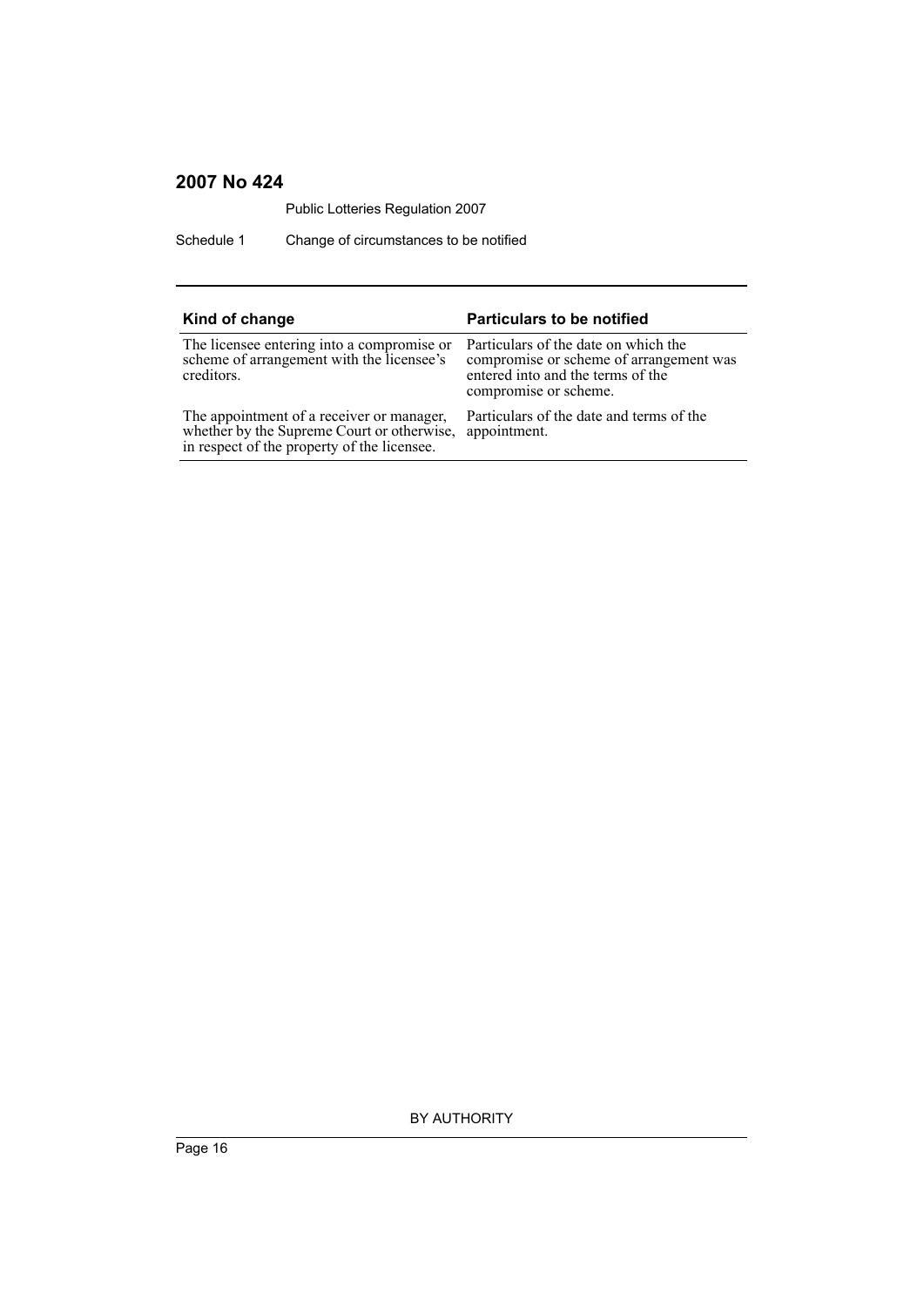| Kind of change | Particulars to be notified |
| --- | --- |
| The licensee entering into a compromise or scheme of arrangement with the licensee's creditors. | Particulars of the date on which the compromise or scheme of arrangement was entered into and the terms of the compromise or scheme. |
| The appointment of a receiver or manager, whether by the Supreme Court or otherwise, in respect of the property of the licensee. | Particulars of the date and terms of the appointment. |

BY AUTHORITY